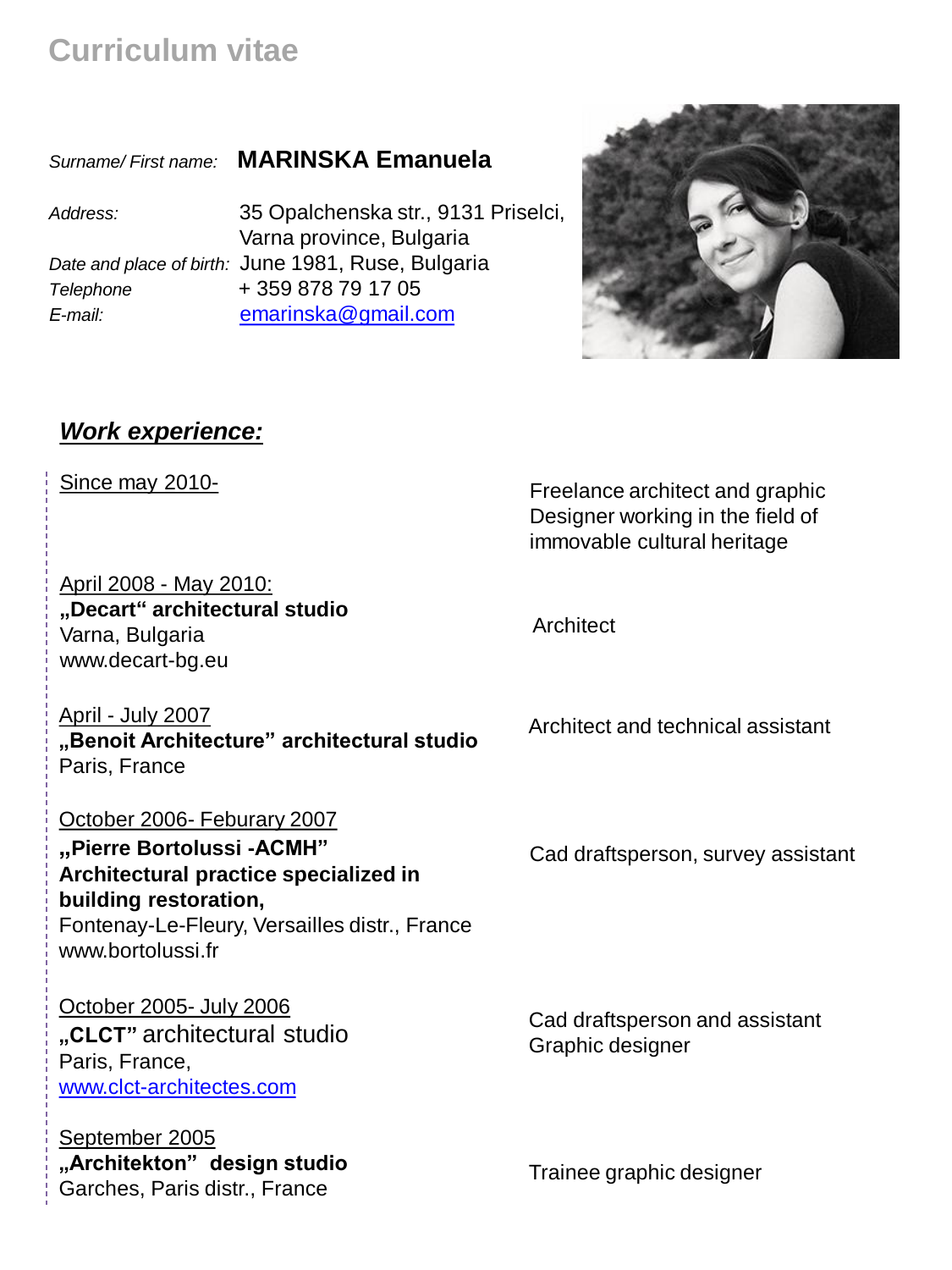# Curriculum vitae

*Surname/ First name:* **MARINSKA Emanuela**

*Address:* 35 Opalchenska str., 9131 Priselci, Varna province, Bulgaria

*Date and place of birth:* June 1981, Ruse, Bulgaria

*Telephone* + 359 878 79 17 05

*E-mail:* emarinska@gmail.com

## ***Work experience:***

| | |
|---|---|
| Since may 2010- | Freelance architect and graphic Designer working in the field of immovable cultural heritage |
| April 2008 - May 2010:<br>**„Decart“ architectural studio**<br>Varna, Bulgaria<br>www.decart-bg.eu | Architect |
| April - July 2007<br>**„Benoit Architecture” architectural studio**<br>Paris, France | Architect and technical assistant |
| October 2006- Feburary 2007<br>**„Pierre Bortolussi -ACMH” Architectural practice specialized in building restoration,**<br>Fontenay-Le-Fleury, Versailles distr., France<br>www.bortolussi.fr | Cad draftsperson, survey assistant |
| October 2005- July 2006<br>**„CLCT”** architectural studio<br>Paris, France,<br>www.clct-architectes.com | Cad draftsperson and assistant<br>Graphic designer |
| September 2005<br>**„Architekton” design studio**<br>Garches, Paris distr., France | Trainee graphic designer |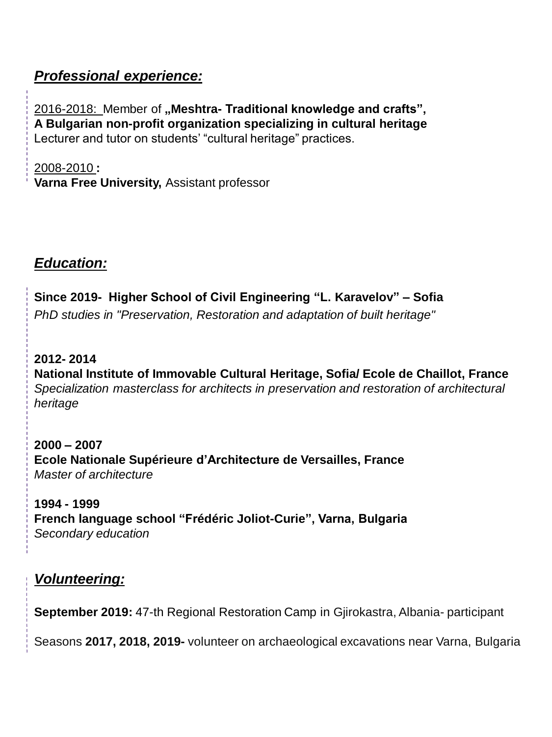## ***Professional experience:***

2016-2018: Member of **„Meshtra- Traditional knowledge and crafts", A Bulgarian non-profit organization specializing in cultural heritage**
Lecturer and tutor on students' "cultural heritage" practices.

2008-2010 **:**
**Varna Free University,** Assistant professor

## ***Education:***

**Since 2019- Higher School of Civil Engineering "L. Karavelov" – Sofia**
*PhD studies in "Preservation, Restoration and adaptation of built heritage"*

**2012- 2014**
**National Institute of Immovable Cultural Heritage, Sofia/ Ecole de Chaillot, France**
*Specialization masterclass for architects in preservation and restoration of architectural heritage*

**2000 – 2007**
**Ecole Nationale Supérieure d'Architecture de Versailles, France**
*Master of architecture*

**1994 - 1999**
**French language school "Frédéric Joliot-Curie", Varna, Bulgaria**
*Secondary education*

## ***Volunteering:***

**September 2019:** 47-th Regional Restoration Camp in Gjirokastra, Albania- participant

Seasons **2017, 2018, 2019-** volunteer on archaeological excavations near Varna, Bulgaria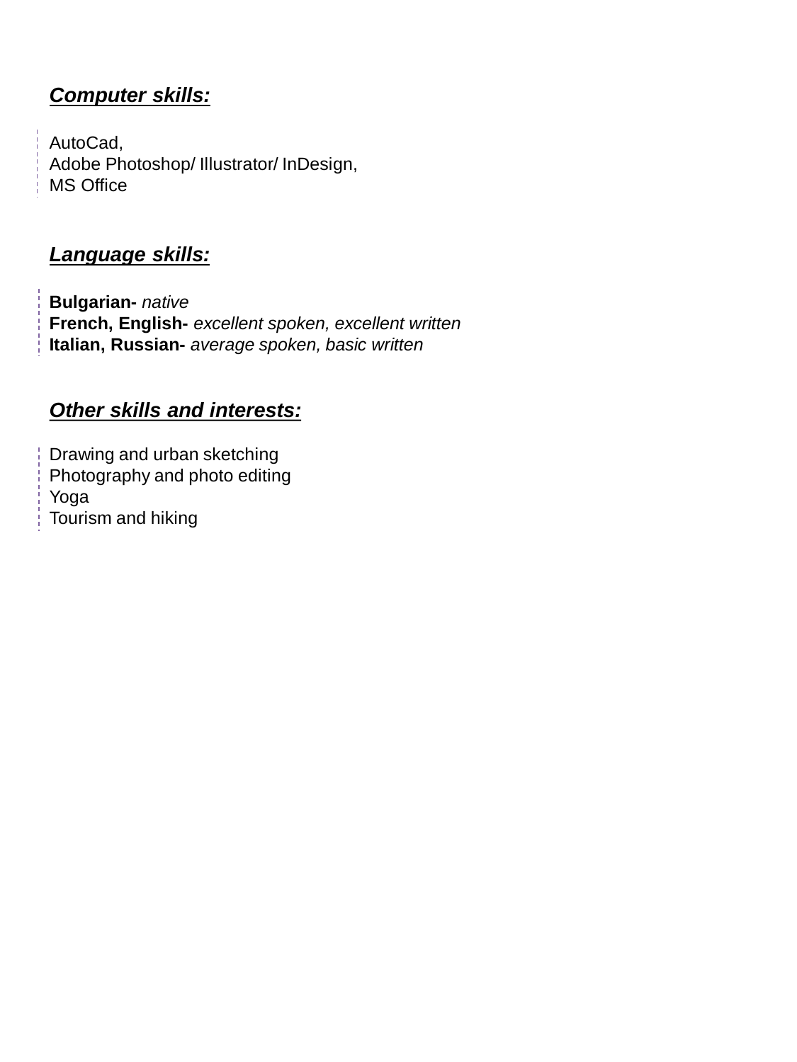***Computer skills:***

AutoCad,
Adobe Photoshop/ Illustrator/ InDesign,
MS Office

***Language skills:***

**Bulgarian-** *native*
**French, English-** *excellent spoken, excellent written*
**Italian, Russian-** *average spoken, basic written*

***Other skills and interests:***

Drawing and urban sketching
Photography and photo editing
Yoga
Tourism and hiking